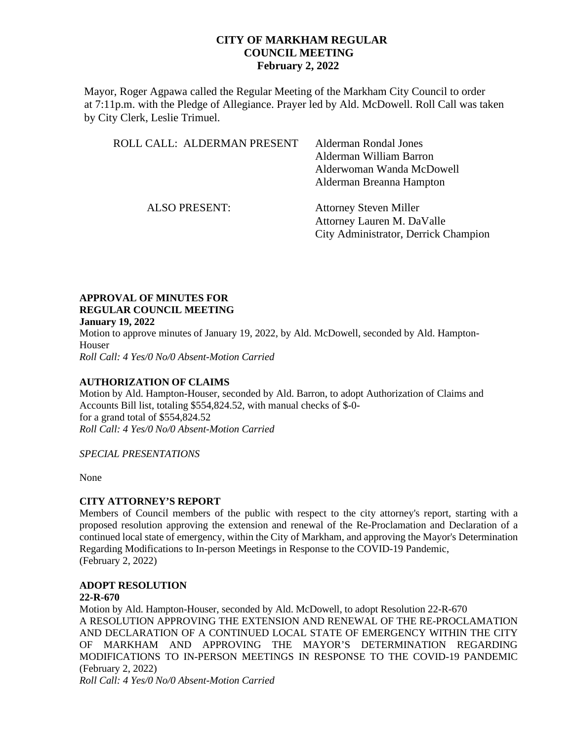# CITY OF MARKHAM REGULAR COUNCIL MEETING
## February 2, 2022

Mayor, Roger Agpawa called the Regular Meeting of the Markham City Council to order at 7:11p.m. with the Pledge of Allegiance. Prayer led by Ald. McDowell. Roll Call was taken by City Clerk, Leslie Trimuel.

| ROLL CALL: ALDERMAN PRESENT | Alderman Rondal Jones |
|---|---|
| | Alderman William Barron |
| | Alderwoman Wanda McDowell |
| | Alderman Breanna Hampton |
| ALSO PRESENT: | Attorney Steven Miller |
| | Attorney Lauren M. DaValle |
| | City Administrator, Derrick Champion |

**APPROVAL OF MINUTES FOR REGULAR COUNCIL MEETING January 19, 2022**

Motion to approve minutes of January 19, 2022, by Ald. McDowell, seconded by Ald. Hampton-Houser

*Roll Call: 4 Yes/0 No/0 Absent-Motion Carried*

**AUTHORIZATION OF CLAIMS**

Motion by Ald. Hampton-Houser, seconded by Ald. Barron, to adopt Authorization of Claims and Accounts Bill list, totaling $554,824.52, with manual checks of $-0- for a grand total of $554,824.52

*Roll Call: 4 Yes/0 No/0 Absent-Motion Carried*

*SPECIAL PRESENTATIONS*

None

**CITY ATTORNEY'S REPORT**

Members of Council members of the public with respect to the city attorney's report, starting with a proposed resolution approving the extension and renewal of the Re-Proclamation and Declaration of a continued local state of emergency, within the City of Markham, and approving the Mayor's Determination Regarding Modifications to In-person Meetings in Response to the COVID-19 Pandemic, (February 2, 2022)

**ADOPT RESOLUTION 22-R-670**

Motion by Ald. Hampton-Houser, seconded by Ald. McDowell, to adopt Resolution 22-R-670 A RESOLUTION APPROVING THE EXTENSION AND RENEWAL OF THE RE-PROCLAMATION AND DECLARATION OF A CONTINUED LOCAL STATE OF EMERGENCY WITHIN THE CITY OF MARKHAM AND APPROVING THE MAYOR'S DETERMINATION REGARDING MODIFICATIONS TO IN-PERSON MEETINGS IN RESPONSE TO THE COVID-19 PANDEMIC (February 2, 2022)

*Roll Call: 4 Yes/0 No/0 Absent-Motion Carried*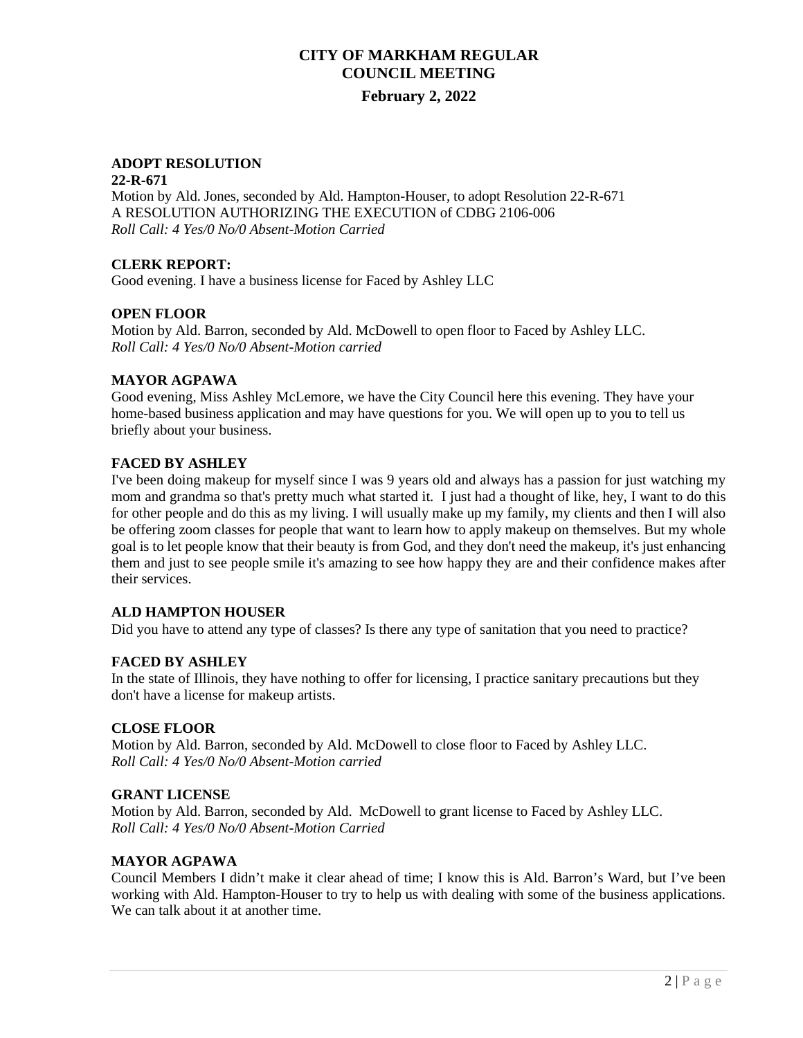# CITY OF MARKHAM REGULAR COUNCIL MEETING

## February 2, 2022

**ADOPT RESOLUTION**
**22-R-671**
Motion by Ald. Jones, seconded by Ald. Hampton-Houser, to adopt Resolution 22-R-671
A RESOLUTION AUTHORIZING THE EXECUTION of CDBG 2106-006
*Roll Call: 4 Yes/0 No/0 Absent-Motion Carried*

**CLERK REPORT:**
Good evening. I have a business license for Faced by Ashley LLC

**OPEN FLOOR**
Motion by Ald. Barron, seconded by Ald. McDowell to open floor to Faced by Ashley LLC.
*Roll Call: 4 Yes/0 No/0 Absent-Motion carried*

**MAYOR AGPAWA**
Good evening, Miss Ashley McLemore, we have the City Council here this evening. They have your home-based business application and may have questions for you. We will open up to you to tell us briefly about your business.

**FACED BY ASHLEY**
I've been doing makeup for myself since I was 9 years old and always has a passion for just watching my mom and grandma so that's pretty much what started it. I just had a thought of like, hey, I want to do this for other people and do this as my living. I will usually make up my family, my clients and then I will also be offering zoom classes for people that want to learn how to apply makeup on themselves. But my whole goal is to let people know that their beauty is from God, and they don't need the makeup, it's just enhancing them and just to see people smile it's amazing to see how happy they are and their confidence makes after their services.

**ALD HAMPTON HOUSER**
Did you have to attend any type of classes? Is there any type of sanitation that you need to practice?

**FACED BY ASHLEY**
In the state of Illinois, they have nothing to offer for licensing, I practice sanitary precautions but they don't have a license for makeup artists.

**CLOSE FLOOR**
Motion by Ald. Barron, seconded by Ald. McDowell to close floor to Faced by Ashley LLC.
*Roll Call: 4 Yes/0 No/0 Absent-Motion carried*

**GRANT LICENSE**
Motion by Ald. Barron, seconded by Ald. McDowell to grant license to Faced by Ashley LLC.
*Roll Call: 4 Yes/0 No/0 Absent-Motion Carried*

**MAYOR AGPAWA**
Council Members I didn't make it clear ahead of time; I know this is Ald. Barron's Ward, but I've been working with Ald. Hampton-Houser to try to help us with dealing with some of the business applications. We can talk about it at another time.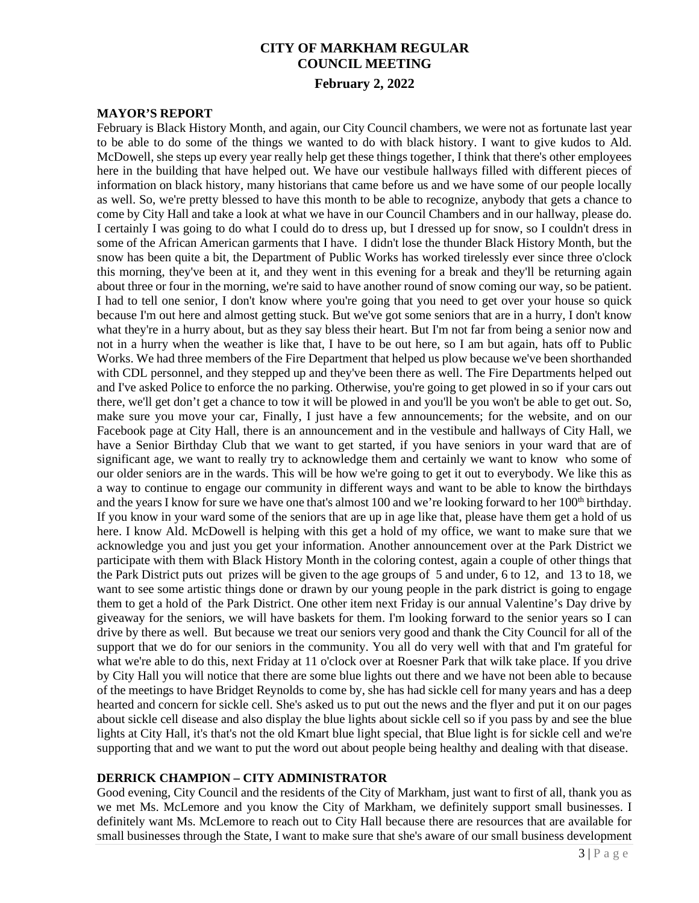# CITY OF MARKHAM REGULAR COUNCIL MEETING

## February 2, 2022

### MAYOR'S REPORT

February is Black History Month, and again, our City Council chambers, we were not as fortunate last year to be able to do some of the things we wanted to do with black history. I want to give kudos to Ald. McDowell, she steps up every year really help get these things together, I think that there's other employees here in the building that have helped out. We have our vestibule hallways filled with different pieces of information on black history, many historians that came before us and we have some of our people locally as well. So, we're pretty blessed to have this month to be able to recognize, anybody that gets a chance to come by City Hall and take a look at what we have in our Council Chambers and in our hallway, please do. I certainly I was going to do what I could do to dress up, but I dressed up for snow, so I couldn't dress in some of the African American garments that I have. I didn't lose the thunder Black History Month, but the snow has been quite a bit, the Department of Public Works has worked tirelessly ever since three o'clock this morning, they've been at it, and they went in this evening for a break and they'll be returning again about three or four in the morning, we're said to have another round of snow coming our way, so be patient. I had to tell one senior, I don't know where you're going that you need to get over your house so quick because I'm out here and almost getting stuck. But we've got some seniors that are in a hurry, I don't know what they're in a hurry about, but as they say bless their heart. But I'm not far from being a senior now and not in a hurry when the weather is like that, I have to be out here, so I am but again, hats off to Public Works. We had three members of the Fire Department that helped us plow because we've been shorthanded with CDL personnel, and they stepped up and they've been there as well. The Fire Departments helped out and I've asked Police to enforce the no parking. Otherwise, you're going to get plowed in so if your cars out there, we'll get don't get a chance to tow it will be plowed in and you'll be you won't be able to get out. So, make sure you move your car, Finally, I just have a few announcements; for the website, and on our Facebook page at City Hall, there is an announcement and in the vestibule and hallways of City Hall, we have a Senior Birthday Club that we want to get started, if you have seniors in your ward that are of significant age, we want to really try to acknowledge them and certainly we want to know who some of our older seniors are in the wards. This will be how we're going to get it out to everybody. We like this as a way to continue to engage our community in different ways and want to be able to know the birthdays and the years I know for sure we have one that's almost 100 and we're looking forward to her 100th birthday. If you know in your ward some of the seniors that are up in age like that, please have them get a hold of us here. I know Ald. McDowell is helping with this get a hold of my office, we want to make sure that we acknowledge you and just you get your information. Another announcement over at the Park District we participate with them with Black History Month in the coloring contest, again a couple of other things that the Park District puts out prizes will be given to the age groups of 5 and under, 6 to 12, and 13 to 18, we want to see some artistic things done or drawn by our young people in the park district is going to engage them to get a hold of the Park District. One other item next Friday is our annual Valentine's Day drive by giveaway for the seniors, we will have baskets for them. I'm looking forward to the senior years so I can drive by there as well. But because we treat our seniors very good and thank the City Council for all of the support that we do for our seniors in the community. You all do very well with that and I'm grateful for what we're able to do this, next Friday at 11 o'clock over at Roesner Park that wilk take place. If you drive by City Hall you will notice that there are some blue lights out there and we have not been able to because of the meetings to have Bridget Reynolds to come by, she has had sickle cell for many years and has a deep hearted and concern for sickle cell. She's asked us to put out the news and the flyer and put it on our pages about sickle cell disease and also display the blue lights about sickle cell so if you pass by and see the blue lights at City Hall, it's that's not the old Kmart blue light special, that Blue light is for sickle cell and we're supporting that and we want to put the word out about people being healthy and dealing with that disease.

### DERRICK CHAMPION – CITY ADMINISTRATOR

Good evening, City Council and the residents of the City of Markham, just want to first of all, thank you as we met Ms. McLemore and you know the City of Markham, we definitely support small businesses. I definitely want Ms. McLemore to reach out to City Hall because there are resources that are available for small businesses through the State, I want to make sure that she's aware of our small business development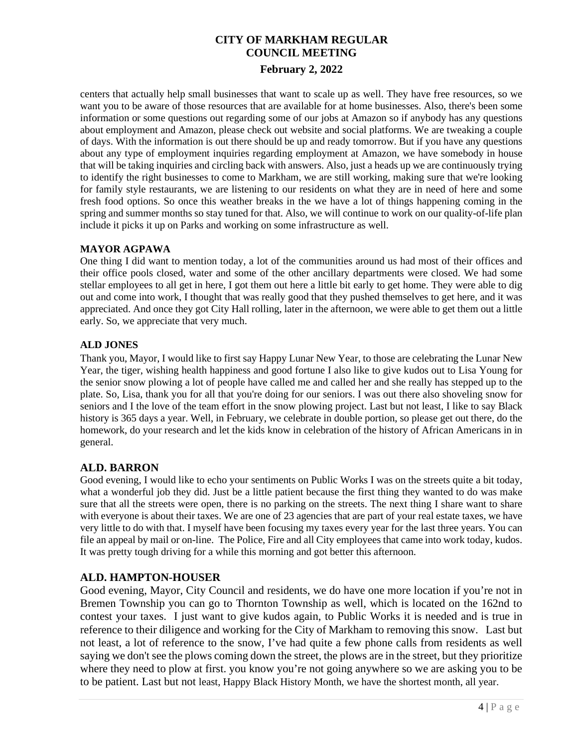centers that actually help small businesses that want to scale up as well. They have free resources, so we want you to be aware of those resources that are available for at home businesses. Also, there's been some information or some questions out regarding some of our jobs at Amazon so if anybody has any questions about employment and Amazon, please check out website and social platforms. We are tweaking a couple of days. With the information is out there should be up and ready tomorrow. But if you have any questions about any type of employment inquiries regarding employment at Amazon, we have somebody in house that will be taking inquiries and circling back with answers. Also, just a heads up we are continuously trying to identify the right businesses to come to Markham, we are still working, making sure that we're looking for family style restaurants, we are listening to our residents on what they are in need of here and some fresh food options. So once this weather breaks in the we have a lot of things happening coming in the spring and summer months so stay tuned for that. Also, we will continue to work on our quality-of-life plan include it picks it up on Parks and working on some infrastructure as well.

**MAYOR AGPAWA**

One thing I did want to mention today, a lot of the communities around us had most of their offices and their office pools closed, water and some of the other ancillary departments were closed. We had some stellar employees to all get in here, I got them out here a little bit early to get home. They were able to dig out and come into work, I thought that was really good that they pushed themselves to get here, and it was appreciated. And once they got City Hall rolling, later in the afternoon, we were able to get them out a little early. So, we appreciate that very much.

**ALD JONES**

Thank you, Mayor, I would like to first say Happy Lunar New Year, to those are celebrating the Lunar New Year, the tiger, wishing health happiness and good fortune I also like to give kudos out to Lisa Young for the senior snow plowing a lot of people have called me and called her and she really has stepped up to the plate. So, Lisa, thank you for all that you're doing for our seniors. I was out there also shoveling snow for seniors and I the love of the team effort in the snow plowing project. Last but not least, I like to say Black history is 365 days a year. Well, in February, we celebrate in double portion, so please get out there, do the homework, do your research and let the kids know in celebration of the history of African Americans in in general.

**ALD. BARRON**

Good evening, I would like to echo your sentiments on Public Works I was on the streets quite a bit today, what a wonderful job they did. Just be a little patient because the first thing they wanted to do was make sure that all the streets were open, there is no parking on the streets. The next thing I share want to share with everyone is about their taxes. We are one of 23 agencies that are part of your real estate taxes, we have very little to do with that. I myself have been focusing my taxes every year for the last three years. You can file an appeal by mail or on-line. The Police, Fire and all City employees that came into work today, kudos. It was pretty tough driving for a while this morning and got better this afternoon.

**ALD. HAMPTON-HOUSER**

Good evening, Mayor, City Council and residents, we do have one more location if you're not in Bremen Township you can go to Thornton Township as well, which is located on the 162nd to contest your taxes. I just want to give kudos again, to Public Works it is needed and is true in reference to their diligence and working for the City of Markham to removing this snow. Last but not least, a lot of reference to the snow, I've had quite a few phone calls from residents as well saying we don't see the plows coming down the street, the plows are in the street, but they prioritize where they need to plow at first. you know you're not going anywhere so we are asking you to be to be patient. Last but not least, Happy Black History Month, we have the shortest month, all year.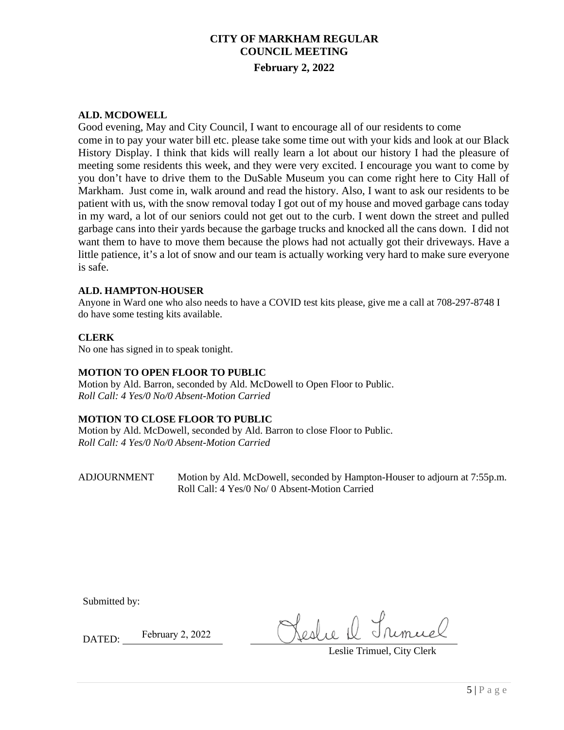# CITY OF MARKHAM REGULAR COUNCIL MEETING

**February 2, 2022**

**ALD. MCDOWELL**

Good evening, May and City Council, I want to encourage all of our residents to come come in to pay your water bill etc. please take some time out with your kids and look at our Black History Display. I think that kids will really learn a lot about our history I had the pleasure of meeting some residents this week, and they were very excited. I encourage you want to come by you don't have to drive them to the DuSable Museum you can come right here to City Hall of Markham. Just come in, walk around and read the history. Also, I want to ask our residents to be patient with us, with the snow removal today I got out of my house and moved garbage cans today in my ward, a lot of our seniors could not get out to the curb. I went down the street and pulled garbage cans into their yards because the garbage trucks and knocked all the cans down. I did not want them to have to move them because the plows had not actually got their driveways. Have a little patience, it's a lot of snow and our team is actually working very hard to make sure everyone is safe.

**ALD. HAMPTON-HOUSER**

Anyone in Ward one who also needs to have a COVID test kits please, give me a call at 708-297-8748 I do have some testing kits available.

**CLERK**

No one has signed in to speak tonight.

**MOTION TO OPEN FLOOR TO PUBLIC**

Motion by Ald. Barron, seconded by Ald. McDowell to Open Floor to Public.
*Roll Call: 4 Yes/0 No/0 Absent-Motion Carried*

**MOTION TO CLOSE FLOOR TO PUBLIC**

Motion by Ald. McDowell, seconded by Ald. Barron to close Floor to Public.
*Roll Call: 4 Yes/0 No/0 Absent-Motion Carried*

ADJOURNMENT Motion by Ald. McDowell, seconded by Hampton-Houser to adjourn at 7:55p.m.
Roll Call: 4 Yes/0 No/ 0 Absent-Motion Carried

Submitted by:

DATED: February 2, 2022

Leslie Trimuel, City Clerk